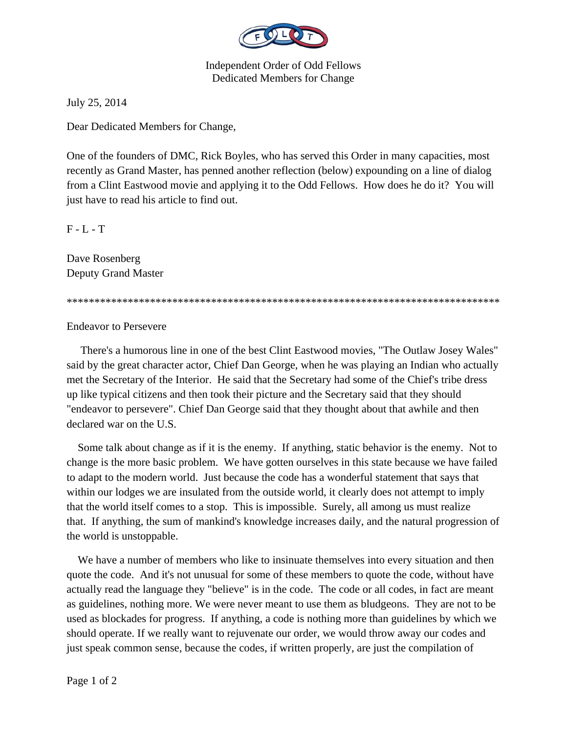Independent Order of Odd Fellows
Dedicated Members for Change

July 25, 2014

Dear Dedicated Members for Change,

One of the founders of DMC, Rick Boyles, who has served this Order in many capacities, most recently as Grand Master, has penned another reflection (below) expounding on a line of dialog from a Clint Eastwood movie and applying it to the Odd Fellows. How does he do it? You will just have to read his article to find out.

F - L - T

Dave Rosenberg
Deputy Grand Master

*******************************************************************************

Endeavor to Persevere

There's a humorous line in one of the best Clint Eastwood movies, "The Outlaw Josey Wales" said by the great character actor, Chief Dan George, when he was playing an Indian who actually met the Secretary of the Interior. He said that the Secretary had some of the Chief's tribe dress up like typical citizens and then took their picture and the Secretary said that they should "endeavor to persevere". Chief Dan George said that they thought about that awhile and then declared war on the U.S.

Some talk about change as if it is the enemy. If anything, static behavior is the enemy. Not to change is the more basic problem. We have gotten ourselves in this state because we have failed to adapt to the modern world. Just because the code has a wonderful statement that says that within our lodges we are insulated from the outside world, it clearly does not attempt to imply that the world itself comes to a stop. This is impossible. Surely, all among us must realize that. If anything, the sum of mankind's knowledge increases daily, and the natural progression of the world is unstoppable.

We have a number of members who like to insinuate themselves into every situation and then quote the code. And it's not unusual for some of these members to quote the code, without have actually read the language they "believe" is in the code. The code or all codes, in fact are meant as guidelines, nothing more. We were never meant to use them as bludgeons. They are not to be used as blockades for progress. If anything, a code is nothing more than guidelines by which we should operate. If we really want to rejuvenate our order, we would throw away our codes and just speak common sense, because the codes, if written properly, are just the compilation of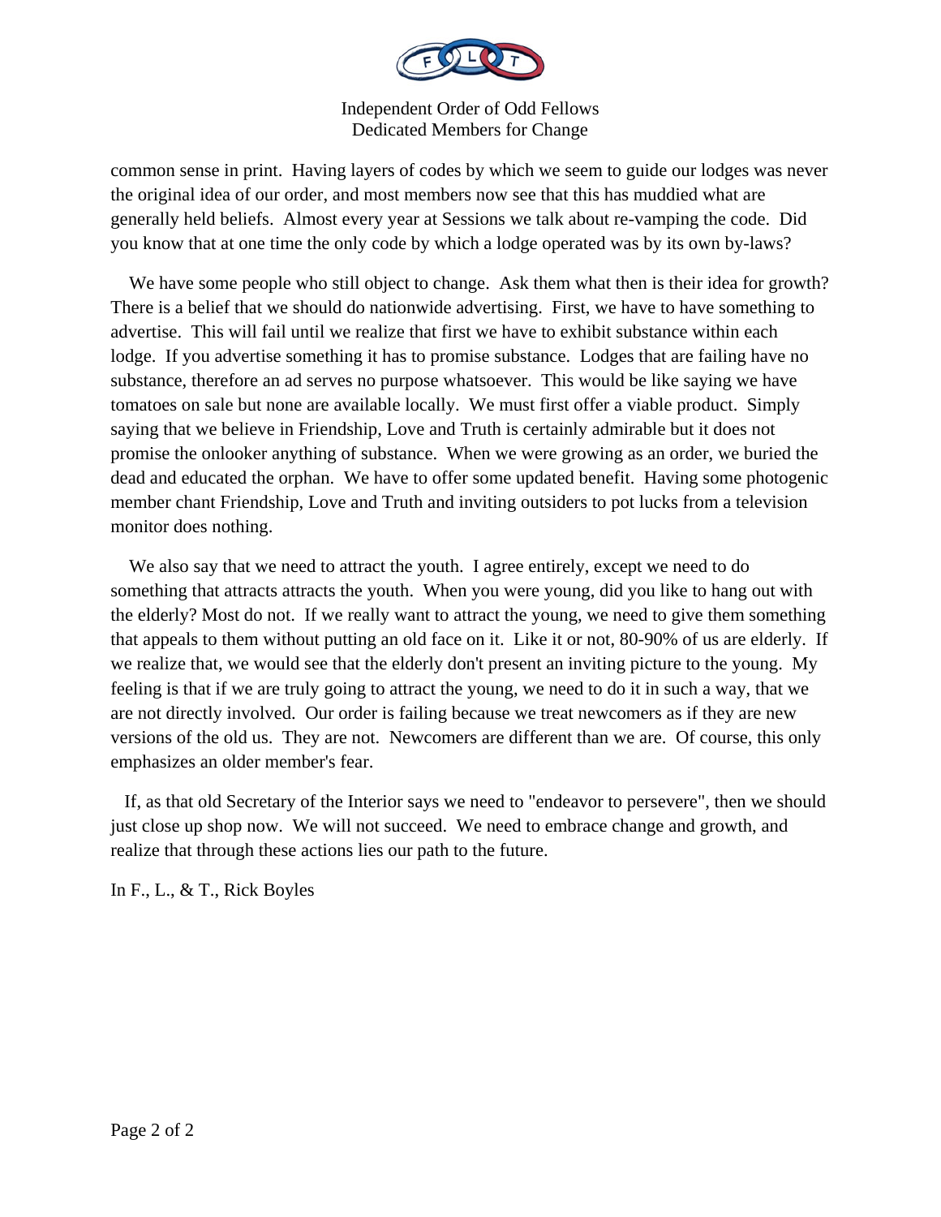common sense in print. Having layers of codes by which we seem to guide our lodges was never the original idea of our order, and most members now see that this has muddied what are generally held beliefs. Almost every year at Sessions we talk about re-vamping the code. Did you know that at one time the only code by which a lodge operated was by its own by-laws?

We have some people who still object to change. Ask them what then is their idea for growth? There is a belief that we should do nationwide advertising. First, we have to have something to advertise. This will fail until we realize that first we have to exhibit substance within each lodge. If you advertise something it has to promise substance. Lodges that are failing have no substance, therefore an ad serves no purpose whatsoever. This would be like saying we have tomatoes on sale but none are available locally. We must first offer a viable product. Simply saying that we believe in Friendship, Love and Truth is certainly admirable but it does not promise the onlooker anything of substance. When we were growing as an order, we buried the dead and educated the orphan. We have to offer some updated benefit. Having some photogenic member chant Friendship, Love and Truth and inviting outsiders to pot lucks from a television monitor does nothing.

We also say that we need to attract the youth. I agree entirely, except we need to do something that attracts attracts the youth. When you were young, did you like to hang out with the elderly? Most do not. If we really want to attract the young, we need to give them something that appeals to them without putting an old face on it. Like it or not, 80-90% of us are elderly. If we realize that, we would see that the elderly don't present an inviting picture to the young. My feeling is that if we are truly going to attract the young, we need to do it in such a way, that we are not directly involved. Our order is failing because we treat newcomers as if they are new versions of the old us. They are not. Newcomers are different than we are. Of course, this only emphasizes an older member's fear.

If, as that old Secretary of the Interior says we need to "endeavor to persevere", then we should just close up shop now. We will not succeed. We need to embrace change and growth, and realize that through these actions lies our path to the future.

In F., L., & T., Rick Boyles